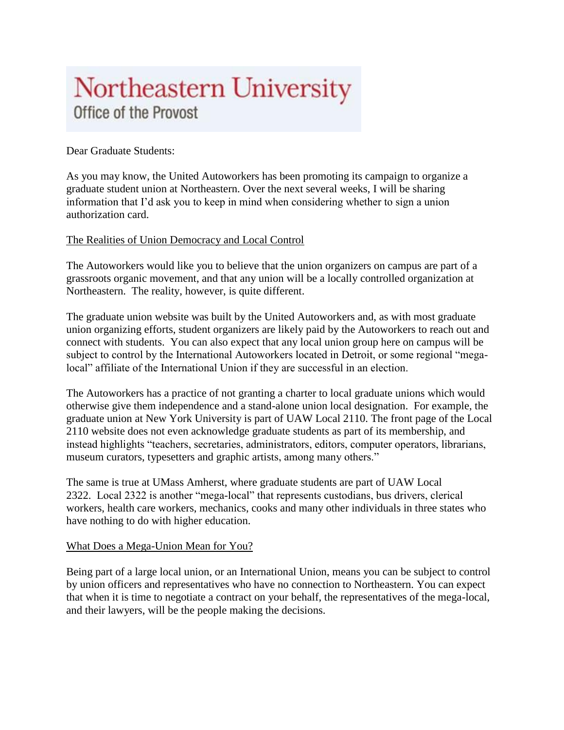# Northeastern University

## Office of the Provost

Dear Graduate Students:

As you may know, the United Autoworkers has been promoting its campaign to organize a graduate student union at Northeastern. Over the next several weeks, I will be sharing information that I'd ask you to keep in mind when considering whether to sign a union authorization card.

<u>The Realities of Union Democracy and Local Control</u>

The Autoworkers would like you to believe that the union organizers on campus are part of a grassroots organic movement, and that any union will be a locally controlled organization at Northeastern. The reality, however, is quite different.

The graduate union website was built by the United Autoworkers and, as with most graduate union organizing efforts, student organizers are likely paid by the Autoworkers to reach out and connect with students. You can also expect that any local union group here on campus will be subject to control by the International Autoworkers located in Detroit, or some regional "mega-local" affiliate of the International Union if they are successful in an election.

The Autoworkers has a practice of not granting a charter to local graduate unions which would otherwise give them independence and a stand-alone union local designation. For example, the graduate union at New York University is part of UAW Local 2110. The front page of the Local 2110 website does not even acknowledge graduate students as part of its membership, and instead highlights "teachers, secretaries, administrators, editors, computer operators, librarians, museum curators, typesetters and graphic artists, among many others."

The same is true at UMass Amherst, where graduate students are part of UAW Local 2322. Local 2322 is another "mega-local" that represents custodians, bus drivers, clerical workers, health care workers, mechanics, cooks and many other individuals in three states who have nothing to do with higher education.

<u>What Does a Mega-Union Mean for You?</u>

Being part of a large local union, or an International Union, means you can be subject to control by union officers and representatives who have no connection to Northeastern. You can expect that when it is time to negotiate a contract on your behalf, the representatives of the mega-local, and their lawyers, will be the people making the decisions.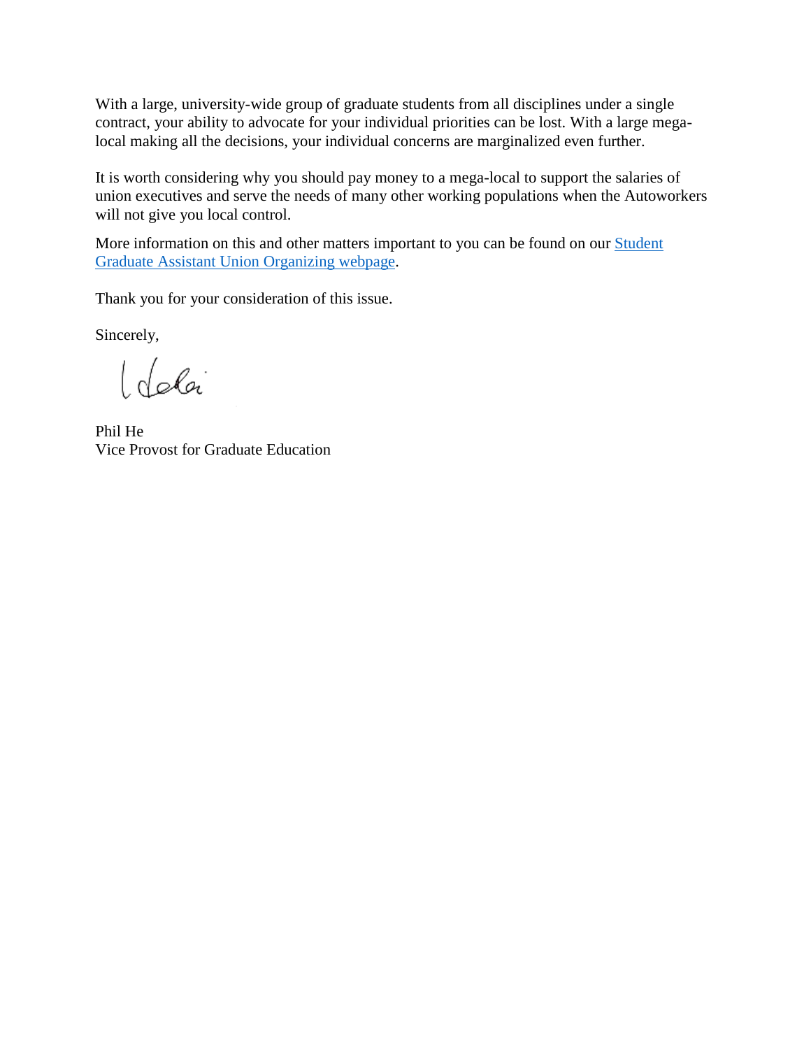With a large, university-wide group of graduate students from all disciplines under a single contract, your ability to advocate for your individual priorities can be lost. With a large mega-local making all the decisions, your individual concerns are marginalized even further.

It is worth considering why you should pay money to a mega-local to support the salaries of union executives and serve the needs of many other working populations when the Autoworkers will not give you local control.

More information on this and other matters important to you can be found on our Student Graduate Assistant Union Organizing webpage.

Thank you for your consideration of this issue.

Sincerely,

Phil He
Vice Provost for Graduate Education